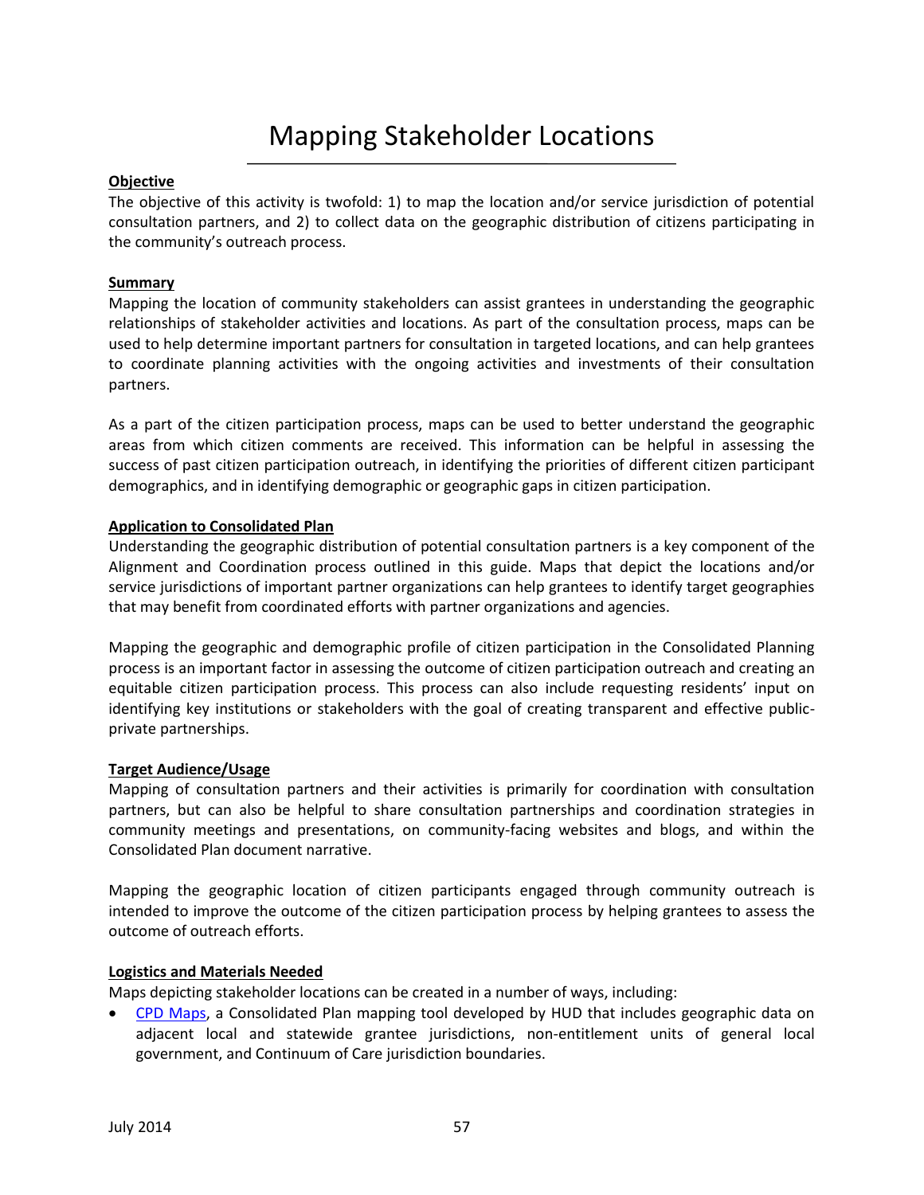# Mapping Stakeholder Locations

**Objective**

The objective of this activity is twofold: 1) to map the location and/or service jurisdiction of potential consultation partners, and 2) to collect data on the geographic distribution of citizens participating in the community's outreach process.

**Summary**

Mapping the location of community stakeholders can assist grantees in understanding the geographic relationships of stakeholder activities and locations. As part of the consultation process, maps can be used to help determine important partners for consultation in targeted locations, and can help grantees to coordinate planning activities with the ongoing activities and investments of their consultation partners.

As a part of the citizen participation process, maps can be used to better understand the geographic areas from which citizen comments are received. This information can be helpful in assessing the success of past citizen participation outreach, in identifying the priorities of different citizen participant demographics, and in identifying demographic or geographic gaps in citizen participation.

**Application to Consolidated Plan**

Understanding the geographic distribution of potential consultation partners is a key component of the Alignment and Coordination process outlined in this guide. Maps that depict the locations and/or service jurisdictions of important partner organizations can help grantees to identify target geographies that may benefit from coordinated efforts with partner organizations and agencies.

Mapping the geographic and demographic profile of citizen participation in the Consolidated Planning process is an important factor in assessing the outcome of citizen participation outreach and creating an equitable citizen participation process. This process can also include requesting residents' input on identifying key institutions or stakeholders with the goal of creating transparent and effective public-private partnerships.

**Target Audience/Usage**

Mapping of consultation partners and their activities is primarily for coordination with consultation partners, but can also be helpful to share consultation partnerships and coordination strategies in community meetings and presentations, on community-facing websites and blogs, and within the Consolidated Plan document narrative.

Mapping the geographic location of citizen participants engaged through community outreach is intended to improve the outcome of the citizen participation process by helping grantees to assess the outcome of outreach efforts.

**Logistics and Materials Needed**

Maps depicting stakeholder locations can be created in a number of ways, including:

- CPD Maps, a Consolidated Plan mapping tool developed by HUD that includes geographic data on adjacent local and statewide grantee jurisdictions, non-entitlement units of general local government, and Continuum of Care jurisdiction boundaries.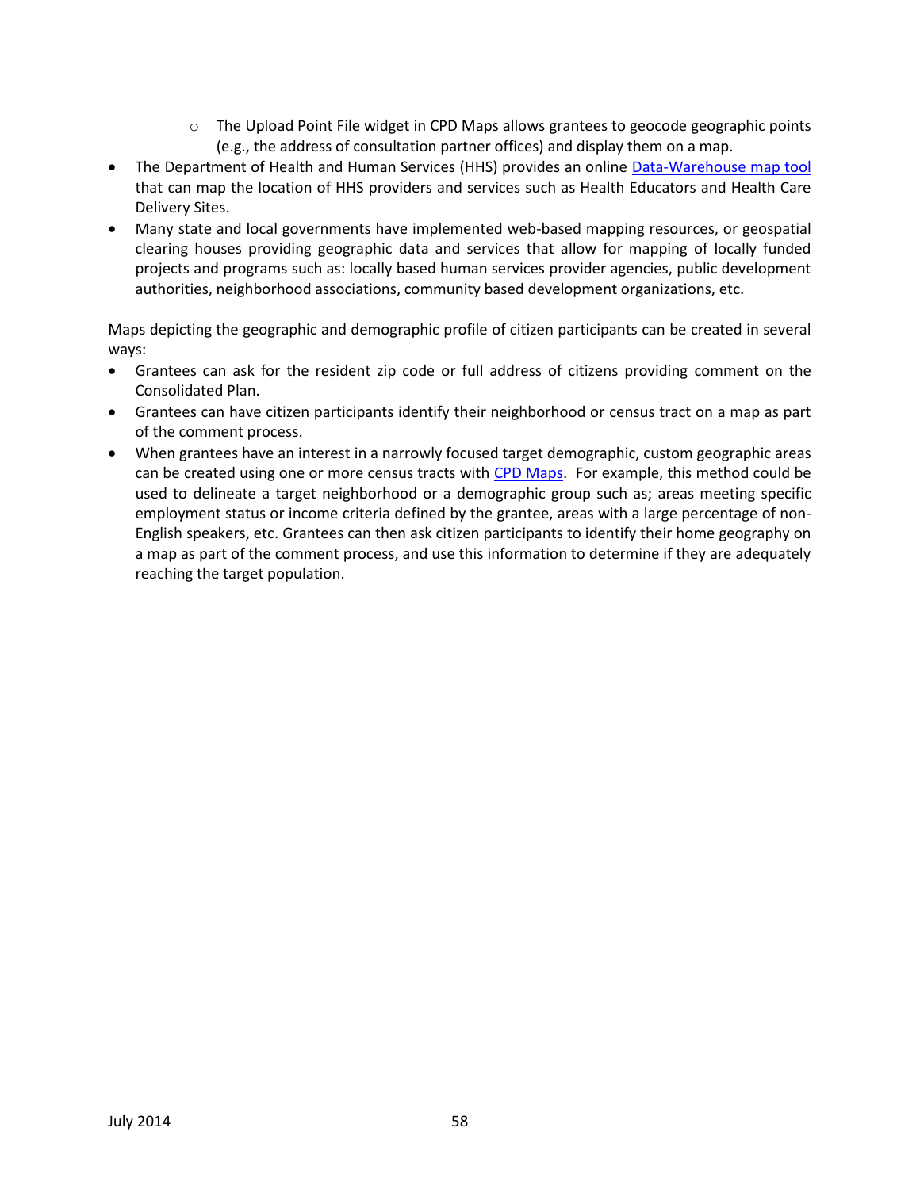- The Upload Point File widget in CPD Maps allows grantees to geocode geographic points (e.g., the address of consultation partner offices) and display them on a map.
- The Department of Health and Human Services (HHS) provides an online [Data-Warehouse map tool] that can map the location of HHS providers and services such as Health Educators and Health Care Delivery Sites.
- Many state and local governments have implemented web-based mapping resources, or geospatial clearing houses providing geographic data and services that allow for mapping of locally funded projects and programs such as: locally based human services provider agencies, public development authorities, neighborhood associations, community based development organizations, etc.

Maps depicting the geographic and demographic profile of citizen participants can be created in several ways:

- Grantees can ask for the resident zip code or full address of citizens providing comment on the Consolidated Plan.
- Grantees can have citizen participants identify their neighborhood or census tract on a map as part of the comment process.
- When grantees have an interest in a narrowly focused target demographic, custom geographic areas can be created using one or more census tracts with [CPD Maps]. For example, this method could be used to delineate a target neighborhood or a demographic group such as; areas meeting specific employment status or income criteria defined by the grantee, areas with a large percentage of non-English speakers, etc. Grantees can then ask citizen participants to identify their home geography on a map as part of the comment process, and use this information to determine if they are adequately reaching the target population.